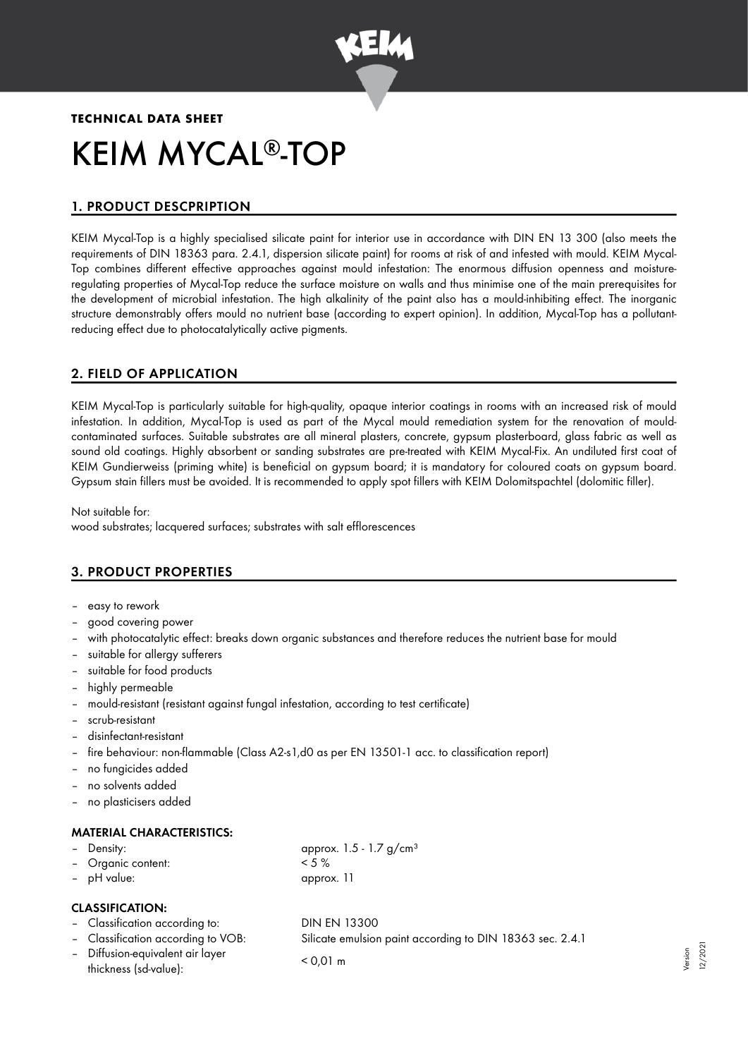**TECHNICAL DATA SHEET**

# KEIM MYCAL®-TOP

## 1. PRODUCT DESCPRIPTION

KEIM Mycal-Top is a highly specialised silicate paint for interior use in accordance with DIN EN 13 300 (also meets the requirements of DIN 18363 para. 2.4.1, dispersion silicate paint) for rooms at risk of and infested with mould. KEIM Mycal-Top combines different effective approaches against mould infestation: The enormous diffusion openness and moisture-regulating properties of Mycal-Top reduce the surface moisture on walls and thus minimise one of the main prerequisites for the development of microbial infestation. The high alkalinity of the paint also has a mould-inhibiting effect. The inorganic structure demonstrably offers mould no nutrient base (according to expert opinion). In addition, Mycal-Top has a pollutant-reducing effect due to photocatalytically active pigments.

## 2. FIELD OF APPLICATION

KEIM Mycal-Top is particularly suitable for high-quality, opaque interior coatings in rooms with an increased risk of mould infestation. In addition, Mycal-Top is used as part of the Mycal mould remediation system for the renovation of mould-contaminated surfaces. Suitable substrates are all mineral plasters, concrete, gypsum plasterboard, glass fabric as well as sound old coatings. Highly absorbent or sanding substrates are pre-treated with KEIM Mycal-Fix. An undiluted first coat of KEIM Gundierweiss (priming white) is beneficial on gypsum board; it is mandatory for coloured coats on gypsum board. Gypsum stain fillers must be avoided. It is recommended to apply spot fillers with KEIM Dolomitspachtel (dolomitic filler).

Not suitable for:
wood substrates; lacquered surfaces; substrates with salt efflorescences

## 3. PRODUCT PROPERTIES

- easy to rework
- good covering power
- with photocatalytic effect: breaks down organic substances and therefore reduces the nutrient base for mould
- suitable for allergy sufferers
- suitable for food products
- highly permeable
- mould-resistant (resistant against fungal infestation, according to test certificate)
- scrub-resistant
- disinfectant-resistant
- fire behaviour: non-flammable (Class A2-s1,d0 as per EN 13501-1 acc. to classification report)
- no fungicides added
- no solvents added
- no plasticisers added

### MATERIAL CHARACTERISTICS:

- Density: approx. 1.5 - 1.7 g/cm³
- Organic content: < 5 %
- pH value: approx. 11

### CLASSIFICATION:

- Classification according to: DIN EN 13300
- Classification according to VOB: Silicate emulsion paint according to DIN 18363 sec. 2.4.1
- Diffusion-equivalent air layer thickness (sd-value): < 0,01 m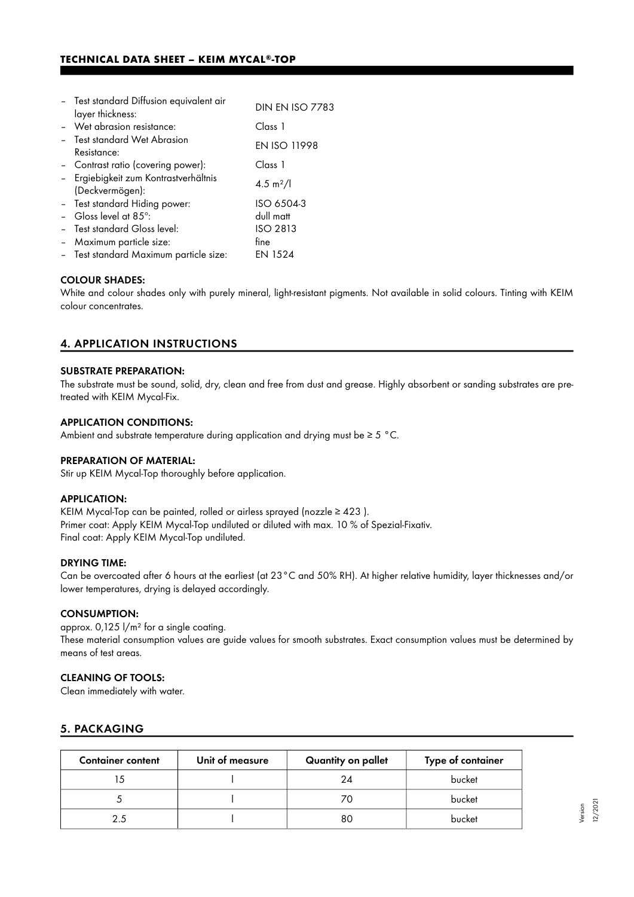- Test standard Diffusion equivalent air layer thickness: DIN EN ISO 7783
- Wet abrasion resistance: Class 1
- Test standard Wet Abrasion Resistance: EN ISO 11998
- Contrast ratio (covering power): Class 1
- Ergiebigkeit zum Kontrastverhältnis (Deckvermögen): 4.5 m²/l
- Test standard Hiding power: ISO 6504-3
- Gloss level at 85°: dull matt
- Test standard Gloss level: ISO 2813
- Maximum particle size: fine
- Test standard Maximum particle size: EN 1524

#### COLOUR SHADES:

White and colour shades only with purely mineral, light-resistant pigments. Not available in solid colours. Tinting with KEIM colour concentrates.

## 4. APPLICATION INSTRUCTIONS

#### SUBSTRATE PREPARATION:

The substrate must be sound, solid, dry, clean and free from dust and grease. Highly absorbent or sanding substrates are pre-treated with KEIM Mycal-Fix.

#### APPLICATION CONDITIONS:

Ambient and substrate temperature during application and drying must be ≥ 5 °C.

#### PREPARATION OF MATERIAL:

Stir up KEIM Mycal-Top thoroughly before application.

#### APPLICATION:

KEIM Mycal-Top can be painted, rolled or airless sprayed (nozzle ≥ 423 ).
Primer coat: Apply KEIM Mycal-Top undiluted or diluted with max. 10 % of Spezial-Fixativ.
Final coat: Apply KEIM Mycal-Top undiluted.

#### DRYING TIME:

Can be overcoated after 6 hours at the earliest (at 23°C and 50% RH). At higher relative humidity, layer thicknesses and/or lower temperatures, drying is delayed accordingly.

#### CONSUMPTION:

approx. 0,125 l/m² for a single coating.
These material consumption values are guide values for smooth substrates. Exact consumption values must be determined by means of test areas.

#### CLEANING OF TOOLS:

Clean immediately with water.

## 5. PACKAGING

| Container content | Unit of measure | Quantity on pallet | Type of container |
|---|---|---|---|
| 15 | l | 24 | bucket |
| 5 | l | 70 | bucket |
| 2.5 | l | 80 | bucket |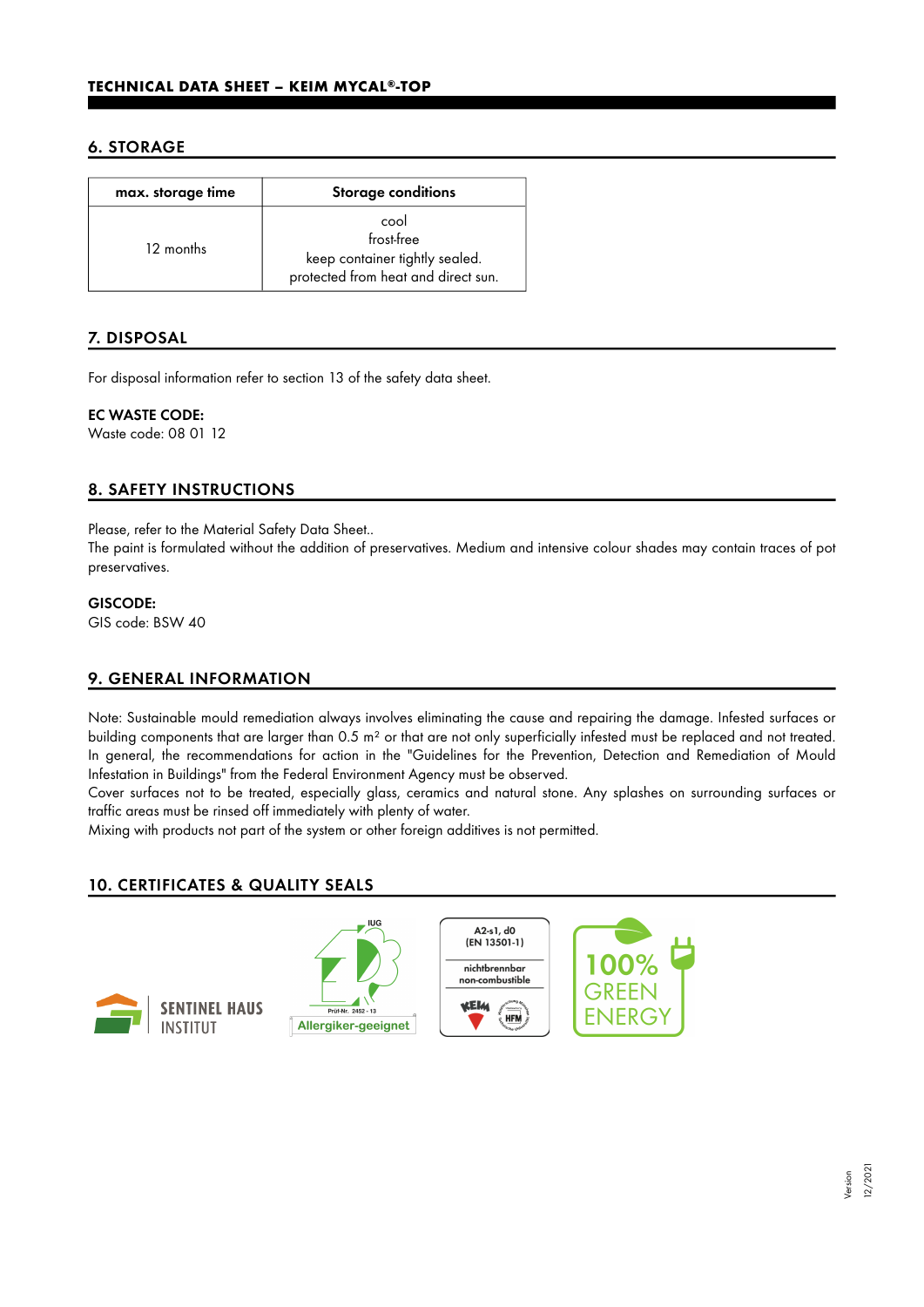## 6. STORAGE

| max. storage time | Storage conditions |
| --- | --- |
| 12 months | cool<br>frost-free<br>keep container tightly sealed.<br>protected from heat and direct sun. |

## 7. DISPOSAL

For disposal information refer to section 13 of the safety data sheet.

**EC WASTE CODE:**
Waste code: 08 01 12

## 8. SAFETY INSTRUCTIONS

Please, refer to the Material Safety Data Sheet..
The paint is formulated without the addition of preservatives. Medium and intensive colour shades may contain traces of pot preservatives.

**GISCODE:**
GIS code: BSW 40

## 9. GENERAL INFORMATION

Note: Sustainable mould remediation always involves eliminating the cause and repairing the damage. Infested surfaces or building components that are larger than 0.5 m² or that are not only superficially infested must be replaced and not treated.
In general, the recommendations for action in the "Guidelines for the Prevention, Detection and Remediation of Mould Infestation in Buildings" from the Federal Environment Agency must be observed.
Cover surfaces not to be treated, especially glass, ceramics and natural stone. Any splashes on surrounding surfaces or traffic areas must be rinsed off immediately with plenty of water.
Mixing with products not part of the system or other foreign additives is not permitted.

## 10. CERTIFICATES & QUALITY SEALS

SENTINEL HAUS INSTITUT

IUG Prüf-Nr. 2452 - 13 Allergiker-geeignet

A2-s1, d0 (EN 13501-1) nichtbrennbar non-combustible

100% GREEN ENERGY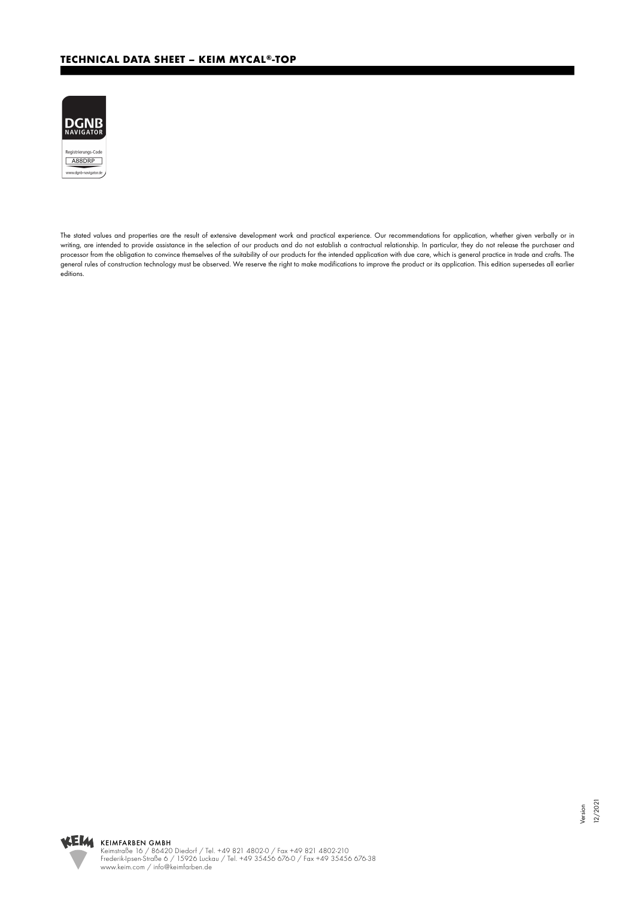DGNB NAVIGATOR

Registrierungs-Code A88DRP

www.dgnb-navigator.de

The stated values and properties are the result of extensive development work and practical experience. Our recommendations for application, whether given verbally or in writing, are intended to provide assistance in the selection of our products and do not establish a contractual relationship. In particular, they do not release the purchaser and processor from the obligation to convince themselves of the suitability of our products for the intended application with due care, which is general practice in trade and crafts. The general rules of construction technology must be observed. We reserve the right to make modifications to improve the product or its application. This edition supersedes all earlier editions.

Version 12/2021

KEIMFARBEN GMBH
Keimstraße 16 / 86420 Diedorf / Tel. +49 821 4802-0 / Fax +49 821 4802-210
Frederik-Ipsen-Straße 6 / 15926 Luckau / Tel. +49 35456 676-0 / Fax +49 35456 676-38
www.keim.com / info@keimfarben.de